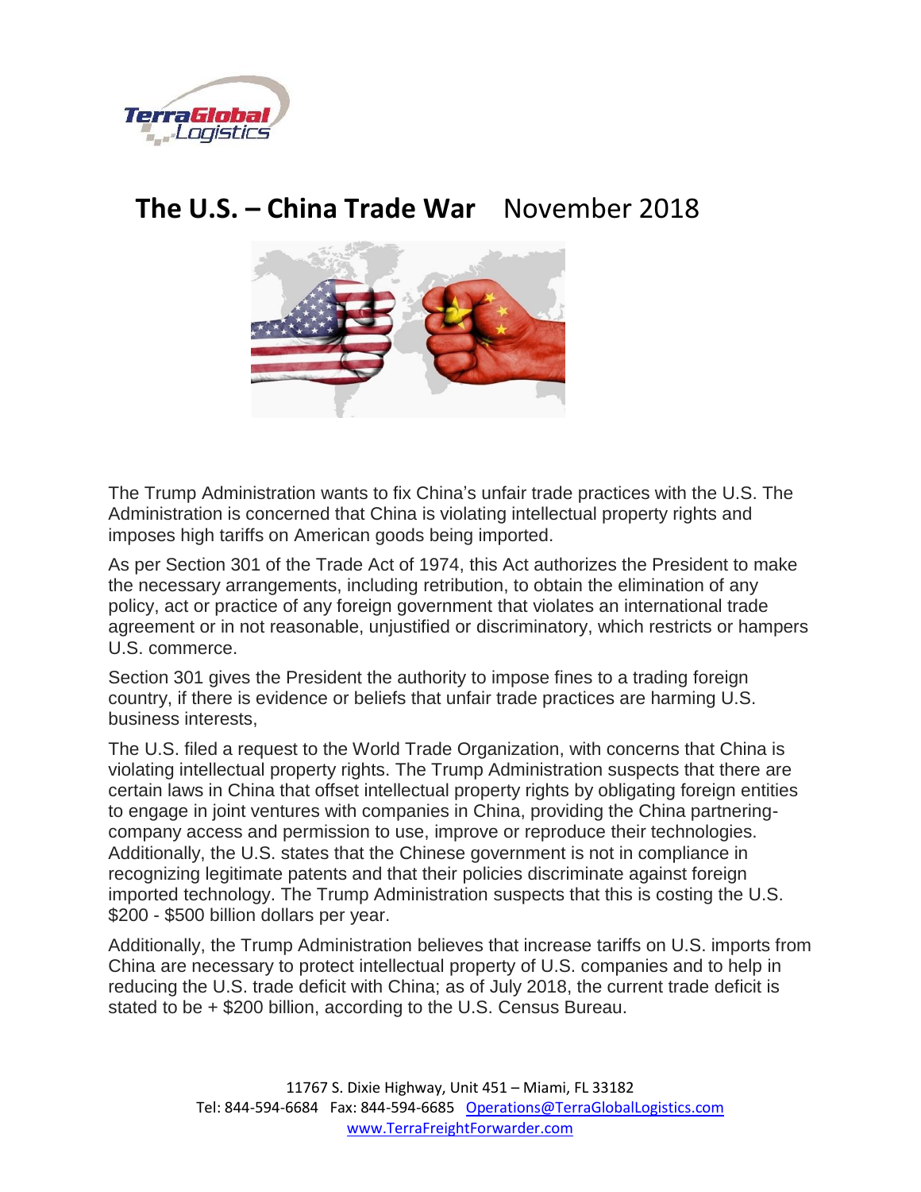# The U.S. – China Trade War November 2018

The Trump Administration wants to fix China's unfair trade practices with the U.S. The Administration is concerned that China is violating intellectual property rights and imposes high tariffs on American goods being imported.

As per Section 301 of the Trade Act of 1974, this Act authorizes the President to make the necessary arrangements, including retribution, to obtain the elimination of any policy, act or practice of any foreign government that violates an international trade agreement or in not reasonable, unjustified or discriminatory, which restricts or hampers U.S. commerce.

Section 301 gives the President the authority to impose fines to a trading foreign country, if there is evidence or beliefs that unfair trade practices are harming U.S. business interests,

The U.S. filed a request to the World Trade Organization, with concerns that China is violating intellectual property rights. The Trump Administration suspects that there are certain laws in China that offset intellectual property rights by obligating foreign entities to engage in joint ventures with companies in China, providing the China partnering-company access and permission to use, improve or reproduce their technologies. Additionally, the U.S. states that the Chinese government is not in compliance in recognizing legitimate patents and that their policies discriminate against foreign imported technology. The Trump Administration suspects that this is costing the U.S. $200 - $500 billion dollars per year.

Additionally, the Trump Administration believes that increase tariffs on U.S. imports from China are necessary to protect intellectual property of U.S. companies and to help in reducing the U.S. trade deficit with China; as of July 2018, the current trade deficit is stated to be + $200 billion, according to the U.S. Census Bureau.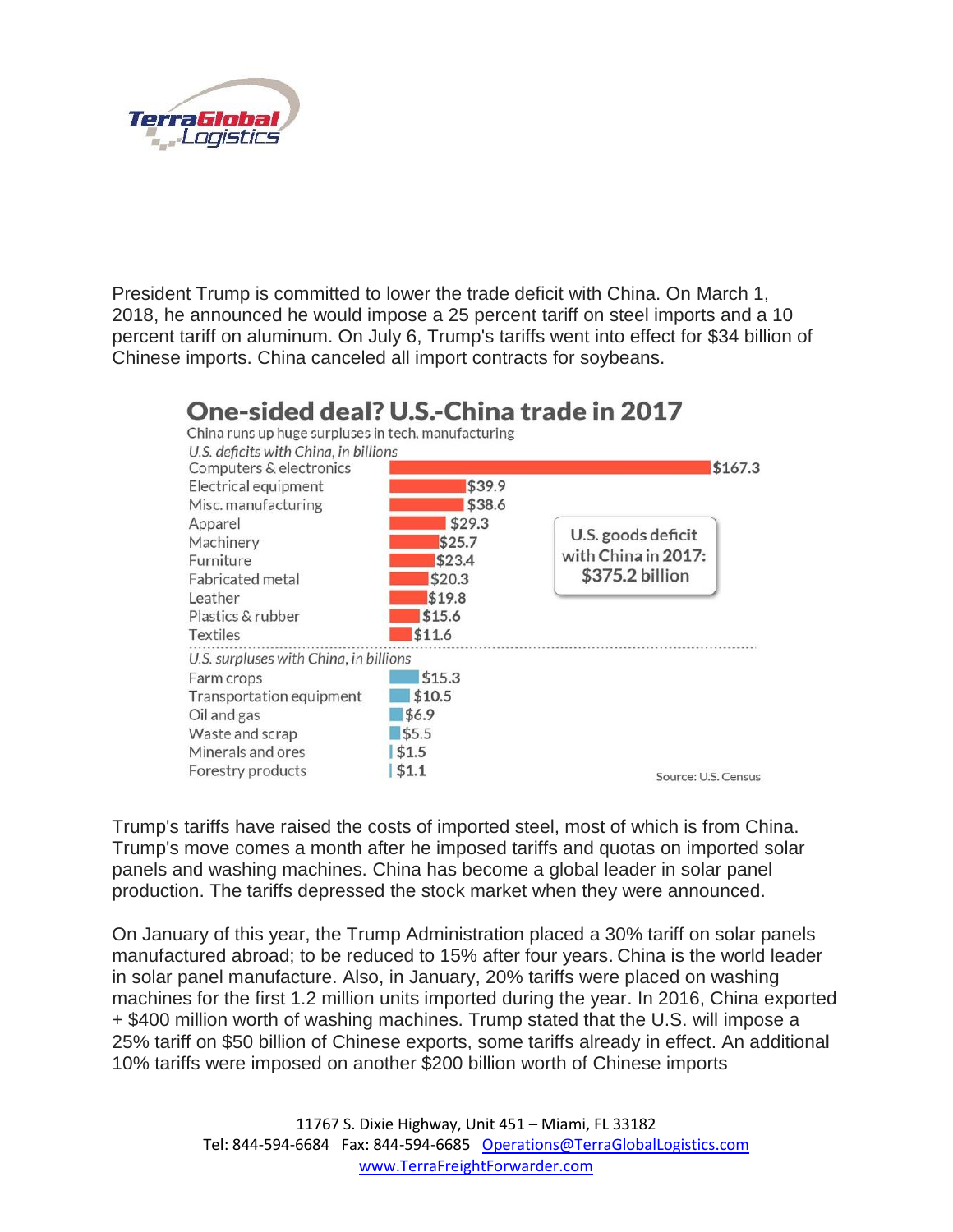President Trump is committed to lower the trade deficit with China. On March 1, 2018, he announced he would impose a 25 percent tariff on steel imports and a 10 percent tariff on aluminum. On July 6, Trump's tariffs went into effect for $34 billion of Chinese imports. China canceled all import contracts for soybeans.

## One-sided deal? U.S.-China trade in 2017

China runs up huge surpluses in tech, manufacturing

*U.S. deficits with China, in billions*

| Category | Amount |
| --- | --- |
| Computers & electronics | $167.3 |
| Electrical equipment | $39.9 |
| Misc. manufacturing | $38.6 |
| Apparel | $29.3 |
| Machinery | $25.7 |
| Furniture | $23.4 |
| Fabricated metal | $20.3 |
| Leather | $19.8 |
| Plastics & rubber | $15.6 |
| Textiles | $11.6 |

U.S. goods deficit with China in 2017: $375.2 billion

*U.S. surpluses with China, in billions*

| Category | Amount |
| --- | --- |
| Farm crops | $15.3 |
| Transportation equipment | $10.5 |
| Oil and gas | $6.9 |
| Waste and scrap | $5.5 |
| Minerals and ores | $1.5 |
| Forestry products | $1.1 |

Source: U.S. Census

Trump's tariffs have raised the costs of imported steel, most of which is from China. Trump's move comes a month after he imposed tariffs and quotas on imported solar panels and washing machines. China has become a global leader in solar panel production. The tariffs depressed the stock market when they were announced.

On January of this year, the Trump Administration placed a 30% tariff on solar panels manufactured abroad; to be reduced to 15% after four years. China is the world leader in solar panel manufacture. Also, in January, 20% tariffs were placed on washing machines for the first 1.2 million units imported during the year. In 2016, China exported + $400 million worth of washing machines. Trump stated that the U.S. will impose a 25% tariff on $50 billion of Chinese exports, some tariffs already in effect. An additional 10% tariffs were imposed on another $200 billion worth of Chinese imports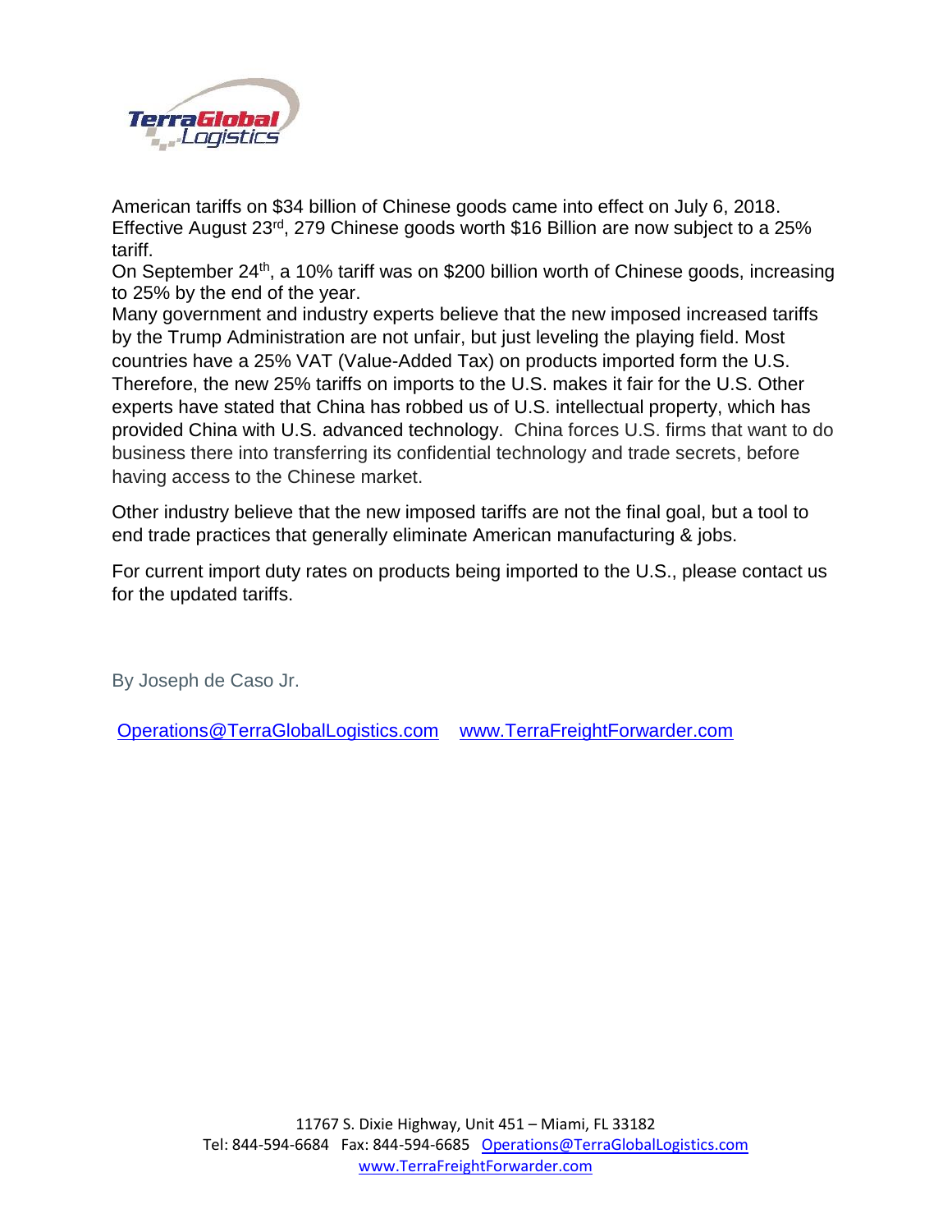American tariffs on $34 billion of Chinese goods came into effect on July 6, 2018. Effective August 23rd, 279 Chinese goods worth $16 Billion are now subject to a 25% tariff.
On September 24th, a 10% tariff was on $200 billion worth of Chinese goods, increasing to 25% by the end of the year.
Many government and industry experts believe that the new imposed increased tariffs by the Trump Administration are not unfair, but just leveling the playing field. Most countries have a 25% VAT (Value-Added Tax) on products imported form the U.S. Therefore, the new 25% tariffs on imports to the U.S. makes it fair for the U.S. Other experts have stated that China has robbed us of U.S. intellectual property, which has provided China with U.S. advanced technology. China forces U.S. firms that want to do business there into transferring its confidential technology and trade secrets, before having access to the Chinese market.

Other industry believe that the new imposed tariffs are not the final goal, but a tool to end trade practices that generally eliminate American manufacturing & jobs.

For current import duty rates on products being imported to the U.S., please contact us for the updated tariffs.

By Joseph de Caso Jr.

Operations@TerraGlobalLogistics.com www.TerraFreightForwarder.com

11767 S. Dixie Highway, Unit 451 – Miami, FL 33182
Tel: 844-594-6684 Fax: 844-594-6685 Operations@TerraGlobalLogistics.com
www.TerraFreightForwarder.com